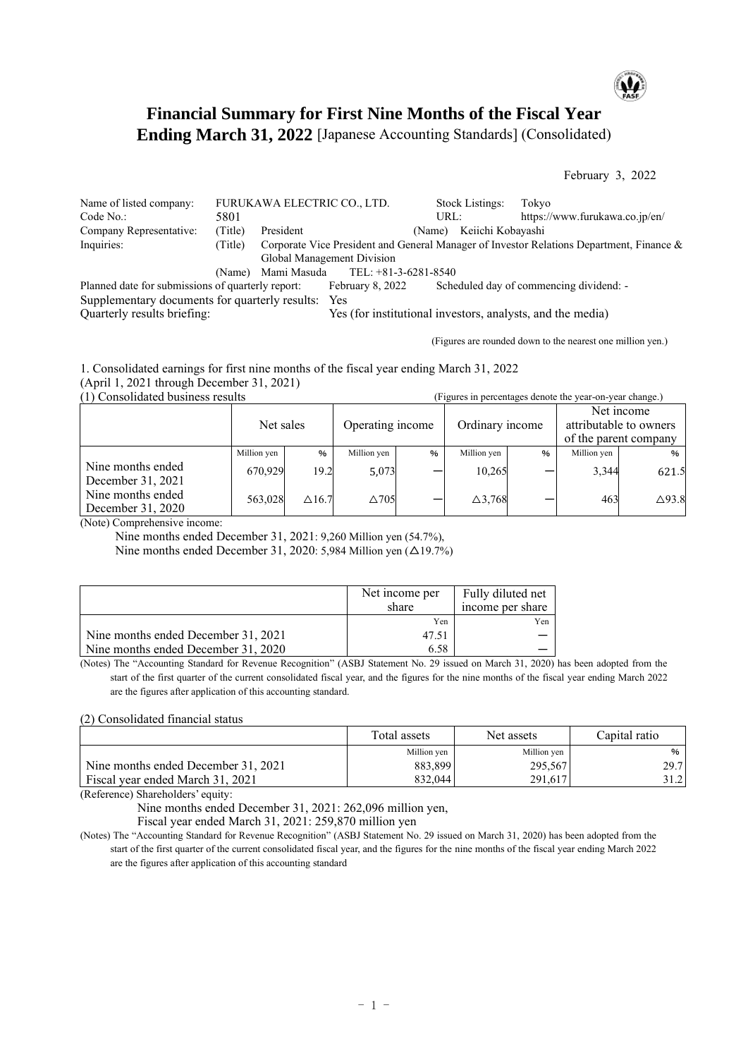# Financial Summary for First Nine Months of the Fiscal Year Ending March 31, 2022 [Japanese Accounting Standards] (Consolidated)

February 3, 2022

| | | | | |
|---|---|---|---|---|
| Name of listed company: | FURUKAWA ELECTRIC CO., LTD. | | Stock Listings: | Tokyo |
| Code No.: | 5801 | | URL: | https://www.furukawa.co.jp/en/ |
| Company Representative: | (Title) | President | (Name) | Keiichi Kobayashi |
| Inquiries: | (Title) | Corporate Vice President and General Manager of Investor Relations Department, Finance & Global Management Division | | |
| | (Name) | Mami Masuda | TEL: +81-3-6281-8540 | |

Planned date for submissions of quarterly report: February 8, 2022 Scheduled day of commencing dividend: -
Supplementary documents for quarterly results: Yes
Quarterly results briefing: Yes (for institutional investors, analysts, and the media)

(Figures are rounded down to the nearest one million yen.)

1. Consolidated earnings for first nine months of the fiscal year ending March 31, 2022
(April 1, 2021 through December 31, 2021)

(1) Consolidated business results (Figures in percentages denote the year-on-year change.)

| | Net sales | | Operating income | | Ordinary income | | Net income attributable to owners of the parent company | |
|---|---|---|---|---|---|---|---|---|
| | Million yen | % | Million yen | % | Million yen | % | Million yen | % |
| Nine months ended December 31, 2021 | 670,929 | 19.2 | 5,073 | ― | 10,265 | ― | 3,344 | 621.5 |
| Nine months ended December 31, 2020 | 563,028 | △16.7 | △705 | ― | △3,768 | ― | 463 | △93.8 |

(Note) Comprehensive income:
Nine months ended December 31, 2021: 9,260 Million yen (54.7%),
Nine months ended December 31, 2020: 5,984 Million yen (△19.7%)

| | Net income per share | Fully diluted net income per share |
|---|---|---|
| | Yen | Yen |
| Nine months ended December 31, 2021 | 47.51 | ― |
| Nine months ended December 31, 2020 | 6.58 | ― |

(Notes) The "Accounting Standard for Revenue Recognition" (ASBJ Statement No. 29 issued on March 31, 2020) has been adopted from the start of the first quarter of the current consolidated fiscal year, and the figures for the nine months of the fiscal year ending March 2022 are the figures after application of this accounting standard.

(2) Consolidated financial status

| | Total assets | Net assets | Capital ratio |
|---|---|---|---|
| | Million yen | Million yen | % |
| Nine months ended December 31, 2021 | 883,899 | 295,567 | 29.7 |
| Fiscal year ended March 31, 2021 | 832,044 | 291,617 | 31.2 |

(Reference) Shareholders' equity:
Nine months ended December 31, 2021: 262,096 million yen,
Fiscal year ended March 31, 2021: 259,870 million yen

(Notes) The "Accounting Standard for Revenue Recognition" (ASBJ Statement No. 29 issued on March 31, 2020) has been adopted from the start of the first quarter of the current consolidated fiscal year, and the figures for the nine months of the fiscal year ending March 2022 are the figures after application of this accounting standard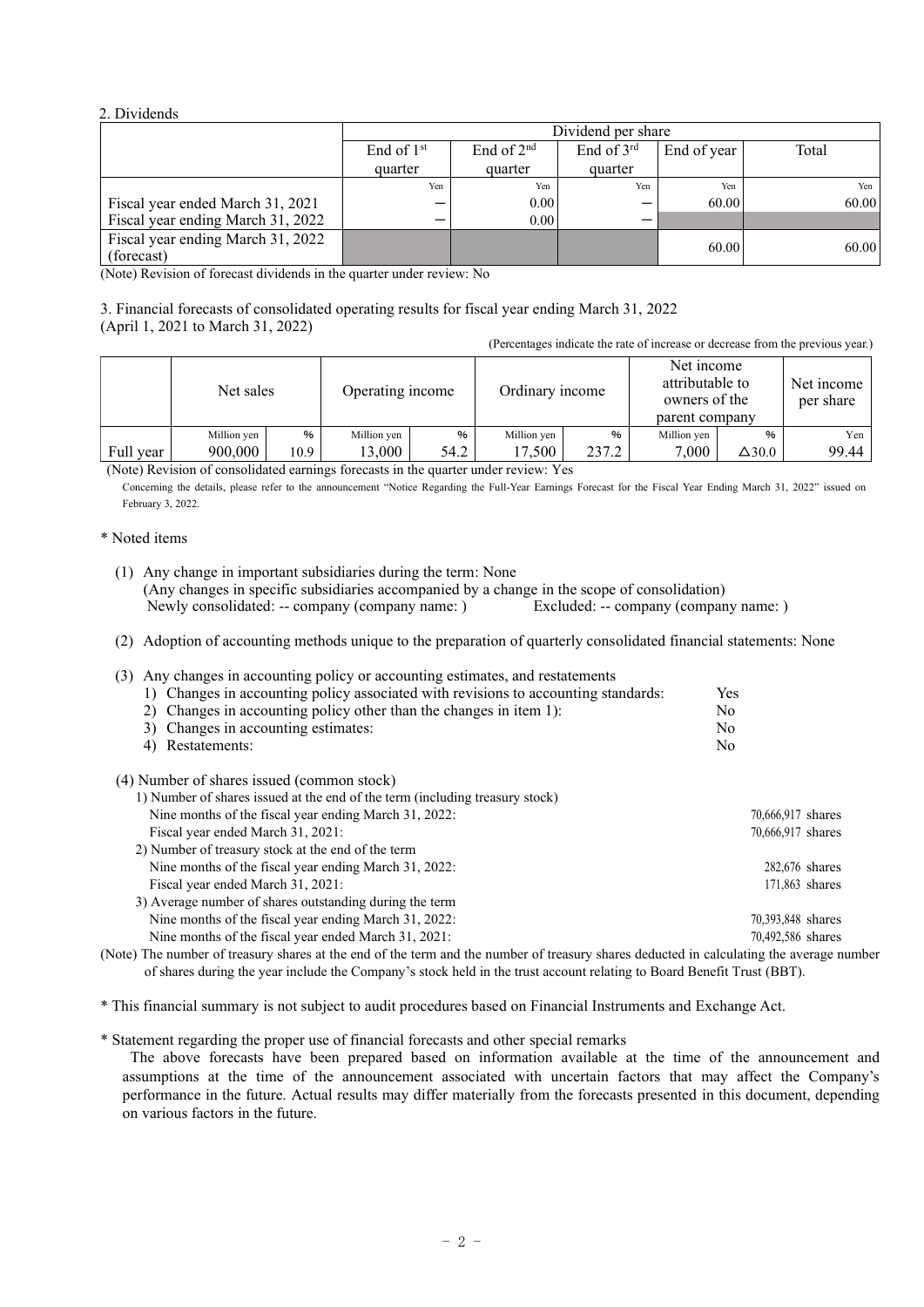## 2. Dividends

| | Dividend per share | | | | |
|---|---|---|---|---|---|
| | End of 1st quarter | End of 2nd quarter | End of 3rd quarter | End of year | Total |
| | Yen | Yen | Yen | Yen | Yen |
| Fiscal year ended March 31, 2021 | － | 0.00 | － | 60.00 | 60.00 |
| Fiscal year ending March 31, 2022 | － | 0.00 | － | | |
| Fiscal year ending March 31, 2022 (forecast) | | | | 60.00 | 60.00 |

(Note) Revision of forecast dividends in the quarter under review: No

## 3. Financial forecasts of consolidated operating results for fiscal year ending March 31, 2022
(April 1, 2021 to March 31, 2022)

(Percentages indicate the rate of increase or decrease from the previous year.)

| | Net sales | | Operating income | | Ordinary income | | Net income attributable to owners of the parent company | | Net income per share |
|---|---|---|---|---|---|---|---|---|---|
| | Million yen | % | Million yen | % | Million yen | % | Million yen | % | Yen |
| Full year | 900,000 | 10.9 | 13,000 | 54.2 | 17,500 | 237.2 | 7,000 | △30.0 | 99.44 |

(Note) Revision of consolidated earnings forecasts in the quarter under review: Yes

Concerning the details, please refer to the announcement "Notice Regarding the Full-Year Earnings Forecast for the Fiscal Year Ending March 31, 2022" issued on February 3, 2022.

\* Noted items

(1) Any change in important subsidiaries during the term: None
(Any changes in specific subsidiaries accompanied by a change in the scope of consolidation)
Newly consolidated: -- company (company name: ) Excluded: -- company (company name: )

(2) Adoption of accounting methods unique to the preparation of quarterly consolidated financial statements: None

(3) Any changes in accounting policy or accounting estimates, and restatements

| | |
|---|---|
| 1) Changes in accounting policy associated with revisions to accounting standards: | Yes |
| 2) Changes in accounting policy other than the changes in item 1): | No |
| 3) Changes in accounting estimates: | No |
| 4) Restatements: | No |

(4) Number of shares issued (common stock)

| | |
|---|---|
| 1) Number of shares issued at the end of the term (including treasury stock) | |
| Nine months of the fiscal year ending March 31, 2022: | 70,666,917 shares |
| Fiscal year ended March 31, 2021: | 70,666,917 shares |
| 2) Number of treasury stock at the end of the term | |
| Nine months of the fiscal year ending March 31, 2022: | 282,676 shares |
| Fiscal year ended March 31, 2021: | 171,863 shares |
| 3) Average number of shares outstanding during the term | |
| Nine months of the fiscal year ending March 31, 2022: | 70,393,848 shares |
| Nine months of the fiscal year ended March 31, 2021: | 70,492,586 shares |

(Note) The number of treasury shares at the end of the term and the number of treasury shares deducted in calculating the average number of shares during the year include the Company's stock held in the trust account relating to Board Benefit Trust (BBT).

\* This financial summary is not subject to audit procedures based on Financial Instruments and Exchange Act.

\* Statement regarding the proper use of financial forecasts and other special remarks

The above forecasts have been prepared based on information available at the time of the announcement and assumptions at the time of the announcement associated with uncertain factors that may affect the Company's performance in the future. Actual results may differ materially from the forecasts presented in this document, depending on various factors in the future.